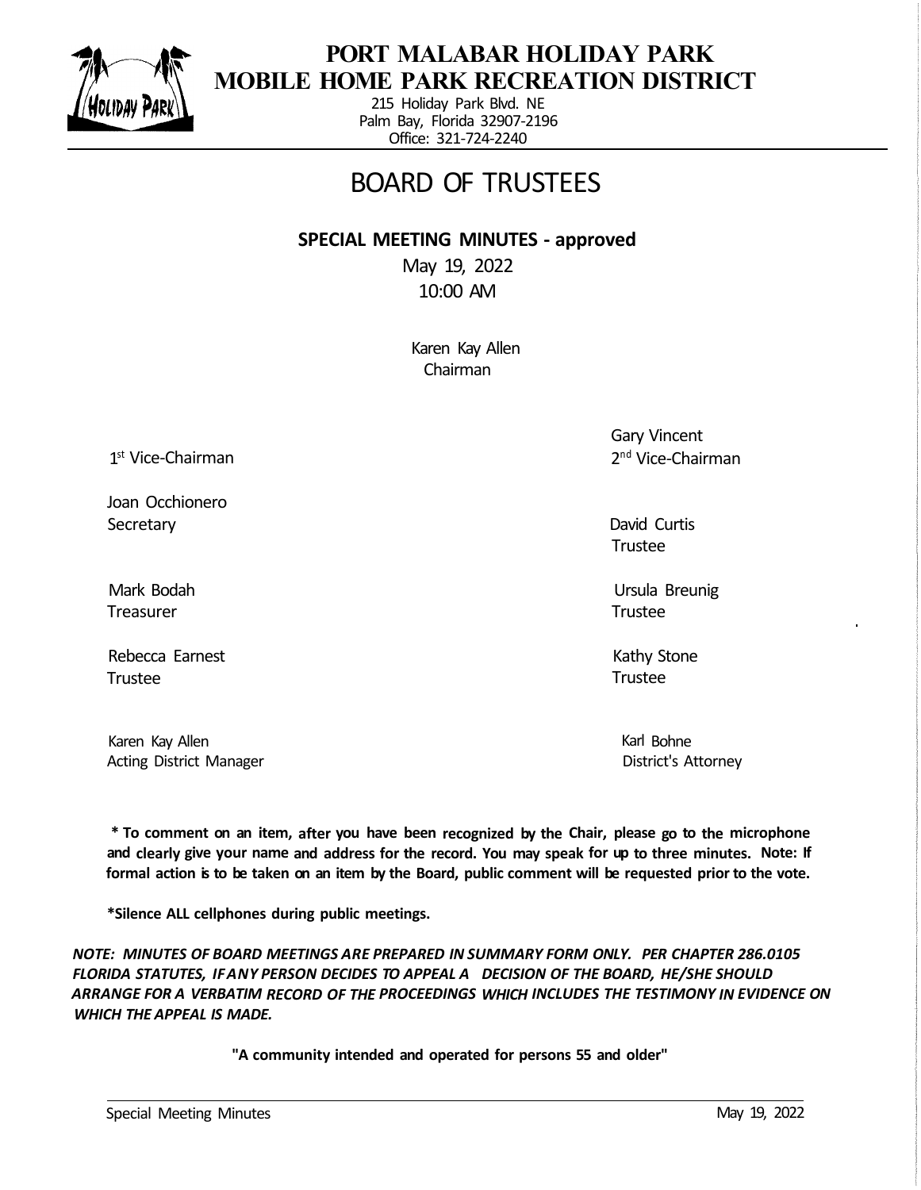# PORT MALABAR HOLIDAY PARK
## MOBILE HOME PARK RECREATION DISTRICT

215 Holiday Park Blvd. NE
Palm Bay, Florida 32907-2196
Office: 321-724-2240

# BOARD OF TRUSTEES

**SPECIAL MEETING MINUTES - approved**

May 19, 2022
10:00 AM

Karen Kay Allen
Chairman

1st Vice-Chairman

Gary Vincent
2nd Vice-Chairman

Joan Occhionero
Secretary

David Curtis
Trustee

Mark Bodah
Treasurer

Ursula Breunig
Trustee

Rebecca Earnest
Trustee

Kathy Stone
Trustee

Karen Kay Allen
Acting District Manager

Karl Bohne
District's Attorney

**\* To comment on an item, after you have been recognized by the Chair, please go to the microphone and clearly give your name and address for the record. You may speak for up to three minutes. Note: If formal action is to be taken on an item by the Board, public comment will be requested prior to the vote.**

**\*Silence ALL cellphones during public meetings.**

***NOTE: MINUTES OF BOARD MEETINGS ARE PREPARED IN SUMMARY FORM ONLY. PER CHAPTER 286.0105 FLORIDA STATUTES, IF ANY PERSON DECIDES TO APPEAL A DECISION OF THE BOARD, HE/SHE SHOULD ARRANGE FOR A VERBATIM RECORD OF THE PROCEEDINGS WHICH INCLUDES THE TESTIMONY IN EVIDENCE ON WHICH THE APPEAL IS MADE.***

**"A community intended and operated for persons 55 and older"**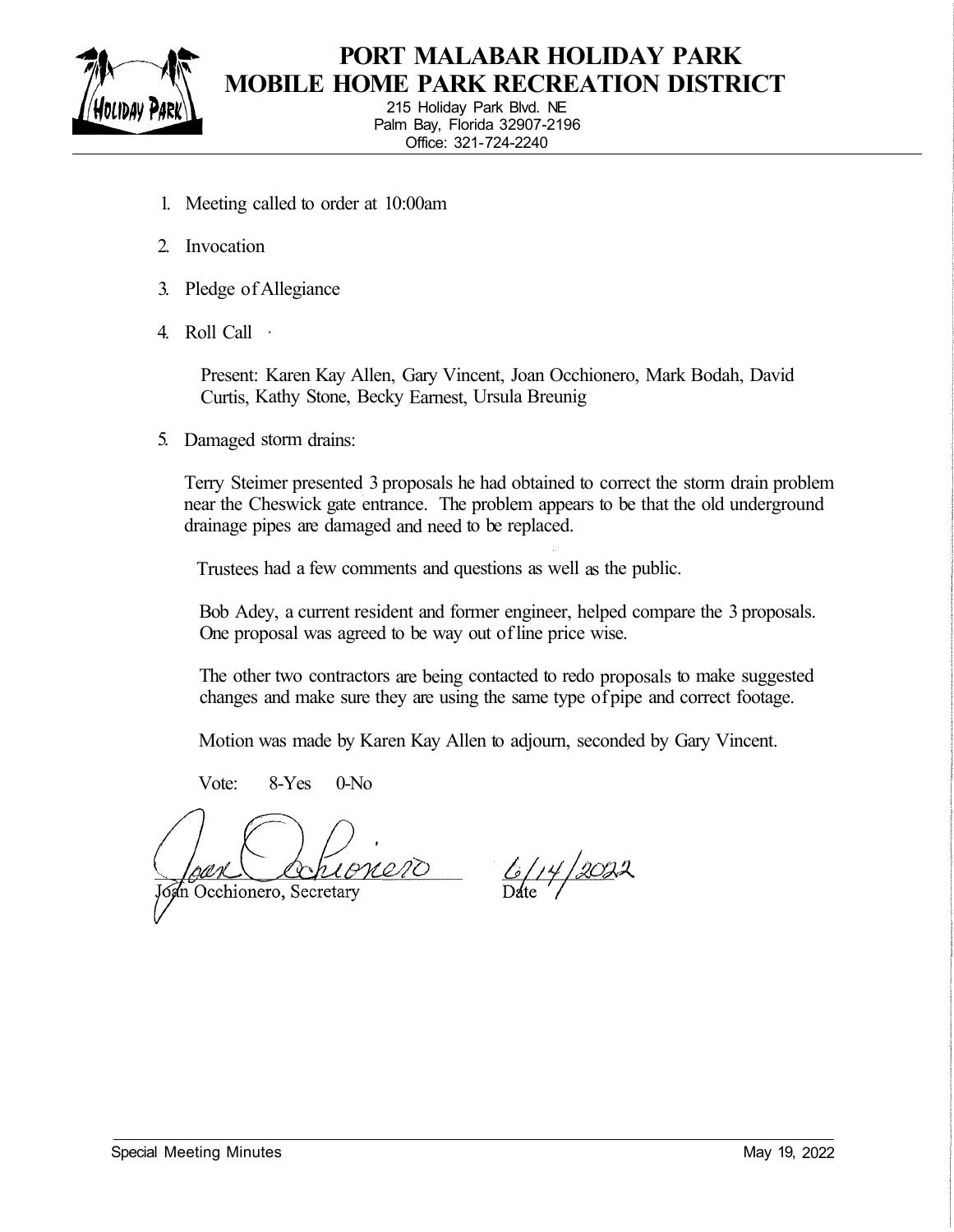# PORT MALABAR HOLIDAY PARK
# MOBILE HOME PARK RECREATION DISTRICT

215 Holiday Park Blvd. NE
Palm Bay, Florida 32907-2196
Office: 321-724-2240

1. Meeting called to order at 10:00am

2. Invocation

3. Pledge of Allegiance

4. Roll Call

   Present: Karen Kay Allen, Gary Vincent, Joan Occhionero, Mark Bodah, David Curtis, Kathy Stone, Becky Earnest, Ursula Breunig

5. Damaged storm drains:

   Terry Steimer presented 3 proposals he had obtained to correct the storm drain problem near the Cheswick gate entrance. The problem appears to be that the old underground drainage pipes are damaged and need to be replaced.

   Trustees had a few comments and questions as well as the public.

   Bob Adey, a current resident and former engineer, helped compare the 3 proposals. One proposal was agreed to be way out of line price wise.

   The other two contractors are being contacted to redo proposals to make suggested changes and make sure they are using the same type of pipe and correct footage.

   Motion was made by Karen Kay Allen to adjourn, seconded by Gary Vincent.

   Vote: 8-Yes 0-No

Joan Occhionero, Secretary    6/14/2022
Date

Special Meeting Minutes    May 19, 2022